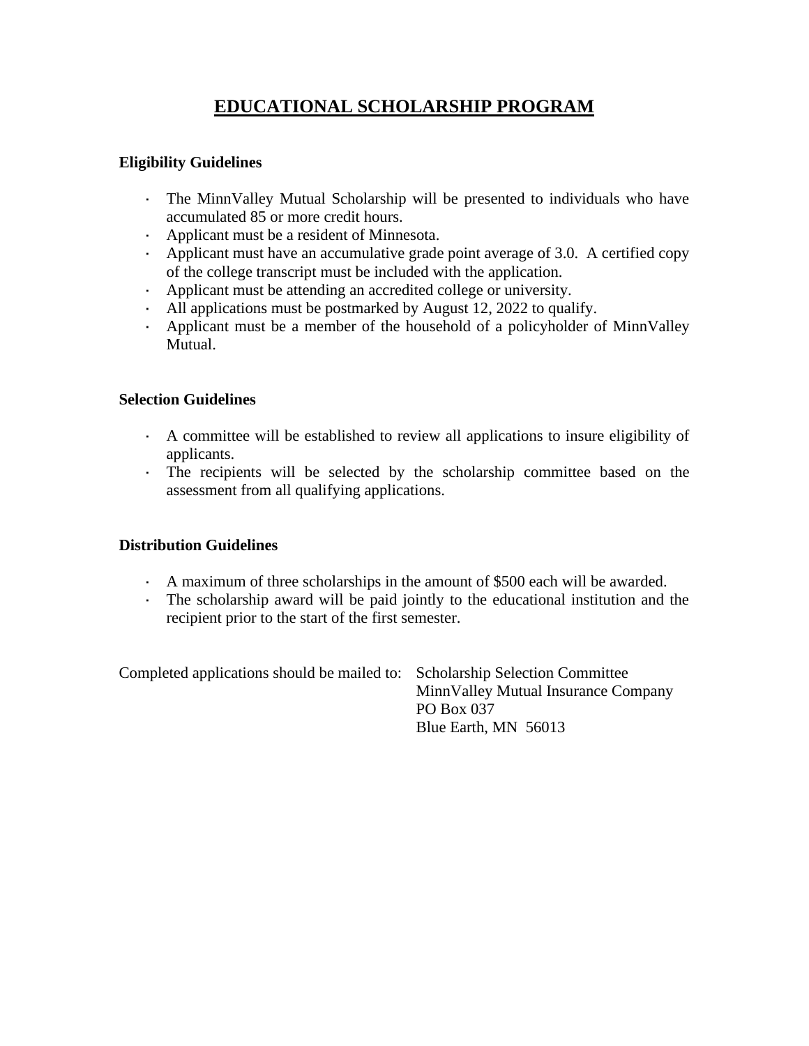# EDUCATIONAL SCHOLARSHIP PROGRAM

## Eligibility Guidelines

- The MinnValley Mutual Scholarship will be presented to individuals who have accumulated 85 or more credit hours.
- Applicant must be a resident of Minnesota.
- Applicant must have an accumulative grade point average of 3.0. A certified copy of the college transcript must be included with the application.
- Applicant must be attending an accredited college or university.
- All applications must be postmarked by August 12, 2022 to qualify.
- Applicant must be a member of the household of a policyholder of MinnValley Mutual.

## Selection Guidelines

- A committee will be established to review all applications to insure eligibility of applicants.
- The recipients will be selected by the scholarship committee based on the assessment from all qualifying applications.

## Distribution Guidelines

- A maximum of three scholarships in the amount of $500 each will be awarded.
- The scholarship award will be paid jointly to the educational institution and the recipient prior to the start of the first semester.

Completed applications should be mailed to:

Scholarship Selection Committee
MinnValley Mutual Insurance Company
PO Box 037
Blue Earth, MN 56013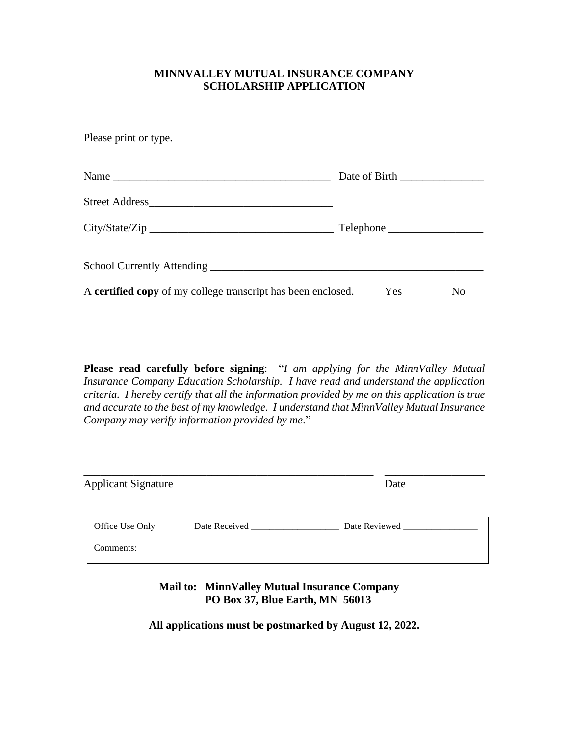# MINNVALLEY MUTUAL INSURANCE COMPANY
# SCHOLARSHIP APPLICATION

Please print or type.

Name ______________________________________ Date of Birth _______________

Street Address_________________________________

City/State/Zip _________________________________ Telephone _________________

School Currently Attending __________________________________________________

A **certified copy** of my college transcript has been enclosed. Yes No

**Please read carefully before signing**: "*I am applying for the MinnValley Mutual Insurance Company Education Scholarship. I have read and understand the application criteria. I hereby certify that all the information provided by me on this application is true and accurate to the best of my knowledge. I understand that MinnValley Mutual Insurance Company may verify information provided by me*."

_______________________________________________________ __________________

Applicant Signature Date

| | | |
|---|---|---|
| Office Use Only | Date Received ___________________ | Date Reviewed ________________ |
| Comments: | | |

**Mail to: MinnValley Mutual Insurance Company**
**PO Box 37, Blue Earth, MN 56013**

**All applications must be postmarked by August 12, 2022.**